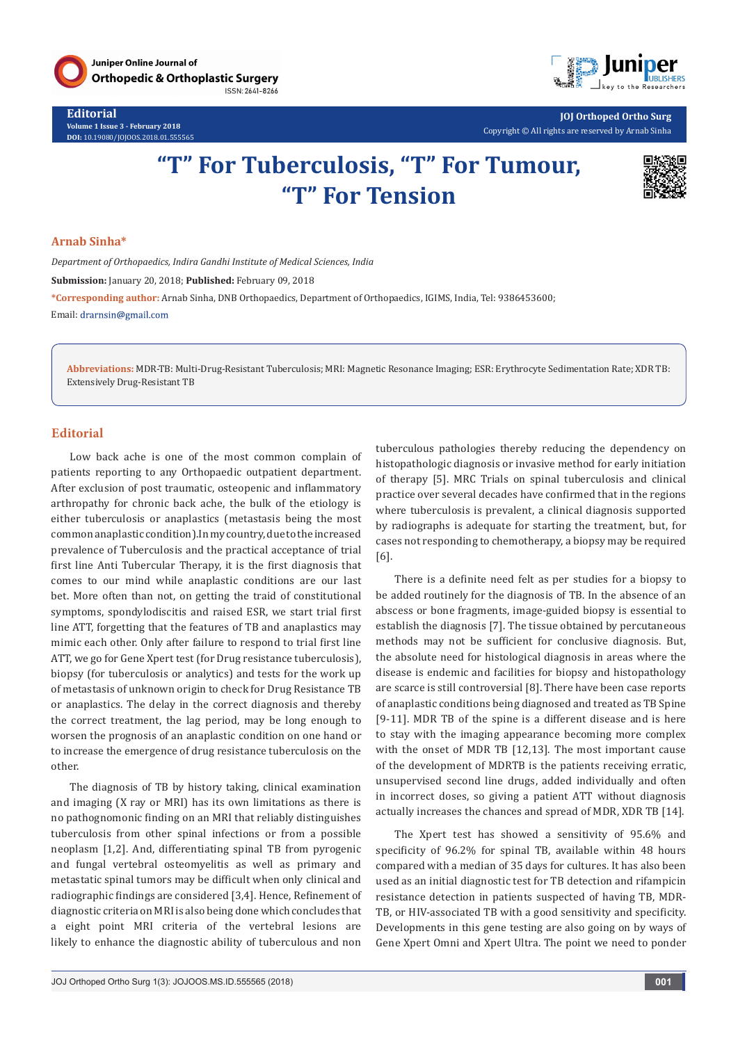Editorial
Volume 1 Issue 3 - February 2018
DOI: 10.19080/JOJOOS.2018.01.555565

JOJ Orthoped Ortho Surg
Copyright © All rights are reserved by Arnab Sinha

# "T" For Tuberculosis, "T" For Tumour, "T" For Tension

**Arnab Sinha***

*Department of Orthopaedics, Indira Gandhi Institute of Medical Sciences, India*

**Submission:** January 20, 2018; **Published:** February 09, 2018

***Corresponding author:** Arnab Sinha, DNB Orthopaedics, Department of Orthopaedics, IGIMS, India, Tel: 9386453600; Email: drarnsin@gmail.com

**Abbreviations:** MDR-TB: Multi-Drug-Resistant Tuberculosis; MRI: Magnetic Resonance Imaging; ESR: Erythrocyte Sedimentation Rate; XDR TB: Extensively Drug-Resistant TB

## Editorial

Low back ache is one of the most common complain of patients reporting to any Orthopaedic outpatient department. After exclusion of post traumatic, osteopenic and inflammatory arthropathy for chronic back ache, the bulk of the etiology is either tuberculosis or anaplastics (metastasis being the most common anaplastic condition).In my country, due to the increased prevalence of Tuberculosis and the practical acceptance of trial first line Anti Tubercular Therapy, it is the first diagnosis that comes to our mind while anaplastic conditions are our last bet. More often than not, on getting the traid of constitutional symptoms, spondylodiscitis and raised ESR, we start trial first line ATT, forgetting that the features of TB and anaplastics may mimic each other. Only after failure to respond to trial first line ATT, we go for Gene Xpert test (for Drug resistance tuberculosis), biopsy (for tuberculosis or analytics) and tests for the work up of metastasis of unknown origin to check for Drug Resistance TB or anaplastics. The delay in the correct diagnosis and thereby the correct treatment, the lag period, may be long enough to worsen the prognosis of an anaplastic condition on one hand or to increase the emergence of drug resistance tuberculosis on the other.

The diagnosis of TB by history taking, clinical examination and imaging (X ray or MRI) has its own limitations as there is no pathognomonic finding on an MRI that reliably distinguishes tuberculosis from other spinal infections or from a possible neoplasm [1,2]. And, differentiating spinal TB from pyrogenic and fungal vertebral osteomyelitis as well as primary and metastatic spinal tumors may be difficult when only clinical and radiographic findings are considered [3,4]. Hence, Refinement of diagnostic criteria on MRI is also being done which concludes that a eight point MRI criteria of the vertebral lesions are likely to enhance the diagnostic ability of tuberculous and non tuberculous pathologies thereby reducing the dependency on histopathologic diagnosis or invasive method for early initiation of therapy [5]. MRC Trials on spinal tuberculosis and clinical practice over several decades have confirmed that in the regions where tuberculosis is prevalent, a clinical diagnosis supported by radiographs is adequate for starting the treatment, but, for cases not responding to chemotherapy, a biopsy may be required [6].

There is a definite need felt as per studies for a biopsy to be added routinely for the diagnosis of TB. In the absence of an abscess or bone fragments, image-guided biopsy is essential to establish the diagnosis [7]. The tissue obtained by percutaneous methods may not be sufficient for conclusive diagnosis. But, the absolute need for histological diagnosis in areas where the disease is endemic and facilities for biopsy and histopathology are scarce is still controversial [8]. There have been case reports of anaplastic conditions being diagnosed and treated as TB Spine [9-11]. MDR TB of the spine is a different disease and is here to stay with the imaging appearance becoming more complex with the onset of MDR TB [12,13]. The most important cause of the development of MDRTB is the patients receiving erratic, unsupervised second line drugs, added individually and often in incorrect doses, so giving a patient ATT without diagnosis actually increases the chances and spread of MDR, XDR TB [14].

The Xpert test has showed a sensitivity of 95.6% and specificity of 96.2% for spinal TB, available within 48 hours compared with a median of 35 days for cultures. It has also been used as an initial diagnostic test for TB detection and rifampicin resistance detection in patients suspected of having TB, MDR-TB, or HIV-associated TB with a good sensitivity and specificity. Developments in this gene testing are also going on by ways of Gene Xpert Omni and Xpert Ultra. The point we need to ponder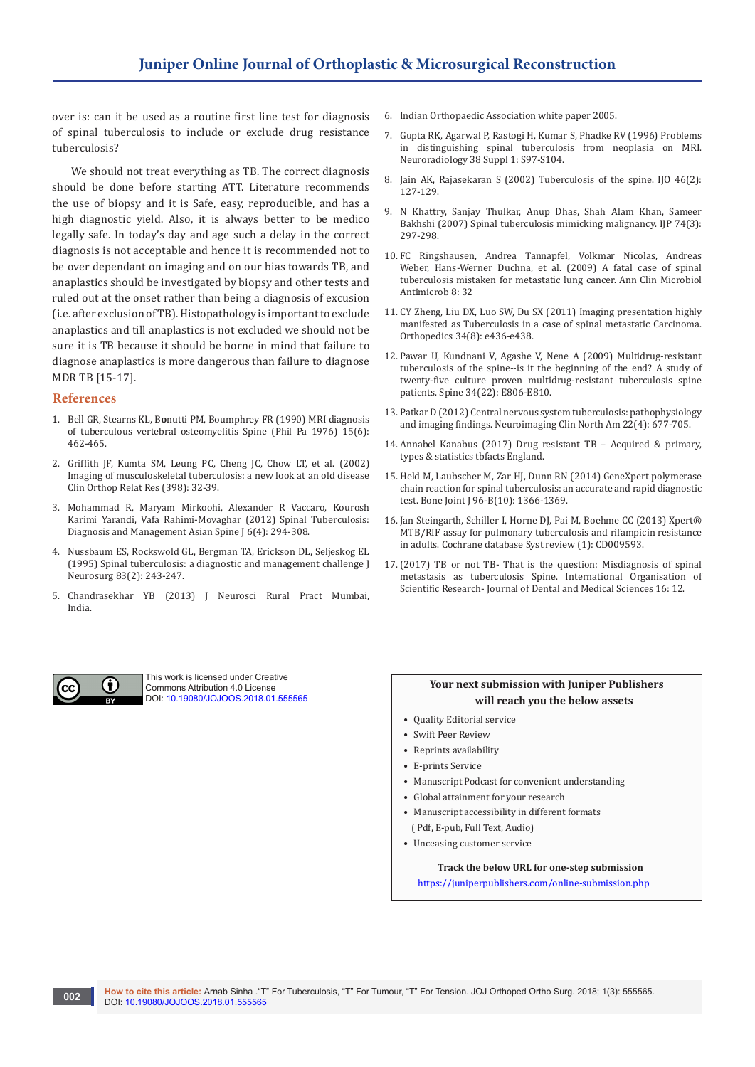over is: can it be used as a routine first line test for diagnosis of spinal tuberculosis to include or exclude drug resistance tuberculosis?

We should not treat everything as TB. The correct diagnosis should be done before starting ATT. Literature recommends the use of biopsy and it is Safe, easy, reproducible, and has a high diagnostic yield. Also, it is always better to be medico legally safe. In today's day and age such a delay in the correct diagnosis is not acceptable and hence it is recommended not to be over dependant on imaging and on our bias towards TB, and anaplastics should be investigated by biopsy and other tests and ruled out at the onset rather than being a diagnosis of excusion (i.e. after exclusion of TB). Histopathology is important to exclude anaplastics and till anaplastics is not excluded we should not be sure it is TB because it should be borne in mind that failure to diagnose anaplastics is more dangerous than failure to diagnose MDR TB [15-17].

## References

1. Bell GR, Stearns KL, Bonutti PM, Boumphrey FR (1990) MRI diagnosis of tuberculous vertebral osteomyelitis Spine (Phil Pa 1976) 15(6): 462-465.
2. Griffith JF, Kumta SM, Leung PC, Cheng JC, Chow LT, et al. (2002) Imaging of musculoskeletal tuberculosis: a new look at an old disease Clin Orthop Relat Res (398): 32-39.
3. Mohammad R, Maryam Mirkoohi, Alexander R Vaccaro, Kourosh Karimi Yarandi, Vafa Rahimi-Movaghar (2012) Spinal Tuberculosis: Diagnosis and Management Asian Spine J 6(4): 294-308.
4. Nussbaum ES, Rockswold GL, Bergman TA, Erickson DL, Seljeskog EL (1995) Spinal tuberculosis: a diagnostic and management challenge J Neurosurg 83(2): 243-247.
5. Chandrasekhar YB (2013) J Neurosci Rural Pract Mumbai, India.
6. Indian Orthopaedic Association white paper 2005.
7. Gupta RK, Agarwal P, Rastogi H, Kumar S, Phadke RV (1996) Problems in distinguishing spinal tuberculosis from neoplasia on MRI. Neuroradiology 38 Suppl 1: S97-S104.
8. Jain AK, Rajasekaran S (2002) Tuberculosis of the spine. IJO 46(2): 127-129.
9. N Khattry, Sanjay Thulkar, Anup Dhas, Shah Alam Khan, Sameer Bakhshi (2007) Spinal tuberculosis mimicking malignancy. IJP 74(3): 297-298.
10. FC Ringshausen, Andrea Tannapfel, Volkmar Nicolas, Andreas Weber, Hans-Werner Duchna, et al. (2009) A fatal case of spinal tuberculosis mistaken for metastatic lung cancer. Ann Clin Microbiol Antimicrob 8: 32
11. CY Zheng, Liu DX, Luo SW, Du SX (2011) Imaging presentation highly manifested as Tuberculosis in a case of spinal metastatic Carcinoma. Orthopedics 34(8): e436-e438.
12. Pawar U, Kundnani V, Agashe V, Nene A (2009) Multidrug-resistant tuberculosis of the spine--is it the beginning of the end? A study of twenty-five culture proven multidrug-resistant tuberculosis spine patients. Spine 34(22): E806-E810.
13. Patkar D (2012) Central nervous system tuberculosis: pathophysiology and imaging findings. Neuroimaging Clin North Am 22(4): 677-705.
14. Annabel Kanabus (2017) Drug resistant TB – Acquired & primary, types & statistics tbfacts England.
15. Held M, Laubscher M, Zar HJ, Dunn RN (2014) GeneXpert polymerase chain reaction for spinal tuberculosis: an accurate and rapid diagnostic test. Bone Joint J 96-B(10): 1366-1369.
16. Jan Steingarth, Schiller I, Horne DJ, Pai M, Boehme CC (2013) Xpert® MTB/RIF assay for pulmonary tuberculosis and rifampicin resistance in adults. Cochrane database Syst review (1): CD009593.
17. (2017) TB or not TB- That is the question: Misdiagnosis of spinal metastasis as tuberculosis Spine. International Organisation of Scientific Research- Journal of Dental and Medical Sciences 16: 12.

This work is licensed under Creative Commons Attribution 4.0 License
DOI: 10.19080/JOJOOS.2018.01.555565

**Your next submission with Juniper Publishers will reach you the below assets**

- Quality Editorial service
- Swift Peer Review
- Reprints availability
- E-prints Service
- Manuscript Podcast for convenient understanding
- Global attainment for your research
- Manuscript accessibility in different formats ( Pdf, E-pub, Full Text, Audio)
- Unceasing customer service

**Track the below URL for one-step submission**
https://juniperpublishers.com/online-submission.php

**How to cite this article:** Arnab Sinha ."T" For Tuberculosis, "T" For Tumour, "T" For Tension. JOJ Orthoped Ortho Surg. 2018; 1(3): 555565. DOI: 10.19080/JOJOOS.2018.01.555565